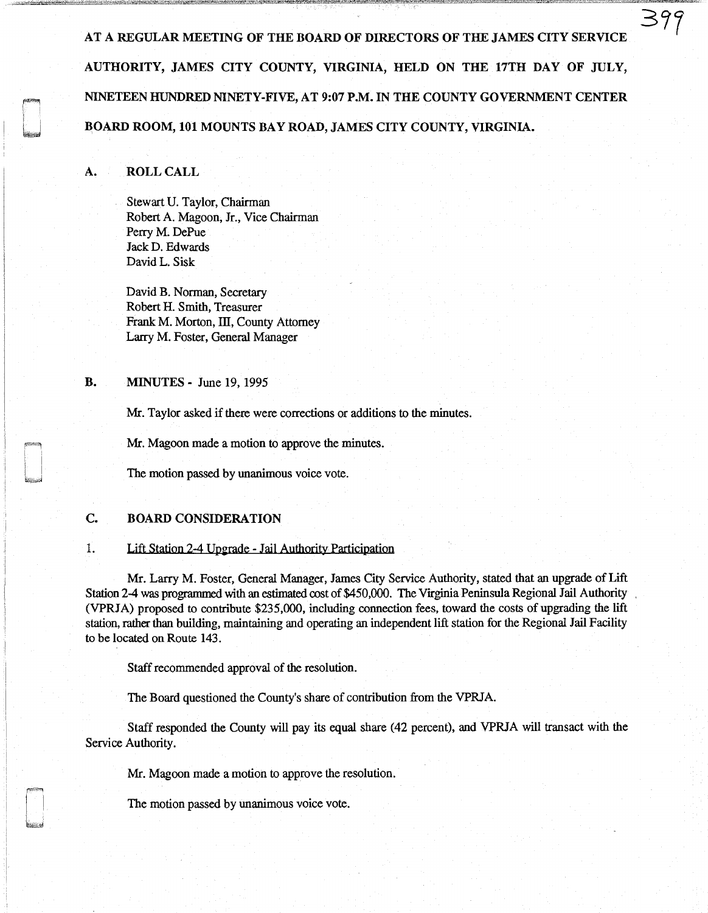AT A REGULAR MEETING OF THE BOARD OF DIRECTORS OF THE JAMES CITY SERVICE AUTHORITY, JAMES CITY COUNTY, VIRGINIA, HELD ON THE 17TH DAY OF JULY, NINETEEN HUNDRED NINETY-FIVE, AT 9:07 P.M. IN THE COUNTY GOVERNMENT CENTER BOARD ROOM, 101 MOUNTS BAY ROAD, JAMES CITY COUNTY, VIRGINIA.

## A. ROLL CALL

Stewart U. Taylor, Chairman
Robert A. Magoon, Jr., Vice Chairman
Perry M. DePue
Jack D. Edwards
David L. Sisk

David B. Norman, Secretary
Robert H. Smith, Treasurer
Frank M. Morton, III, County Attorney
Larry M. Foster, General Manager

## B. MINUTES - June 19, 1995

Mr. Taylor asked if there were corrections or additions to the minutes.

Mr. Magoon made a motion to approve the minutes.

The motion passed by unanimous voice vote.

## C. BOARD CONSIDERATION

1. Lift Station 2-4 Upgrade - Jail Authority Participation

Mr. Larry M. Foster, General Manager, James City Service Authority, stated that an upgrade of Lift Station 2-4 was programmed with an estimated cost of $450,000. The Virginia Peninsula Regional Jail Authority (VPRJA) proposed to contribute $235,000, including connection fees, toward the costs of upgrading the lift station, rather than building, maintaining and operating an independent lift station for the Regional Jail Facility to be located on Route 143.

Staff recommended approval of the resolution.

The Board questioned the County's share of contribution from the VPRJA.

Staff responded the County will pay its equal share (42 percent), and VPRJA will transact with the Service Authority.

Mr. Magoon made a motion to approve the resolution.

The motion passed by unanimous voice vote.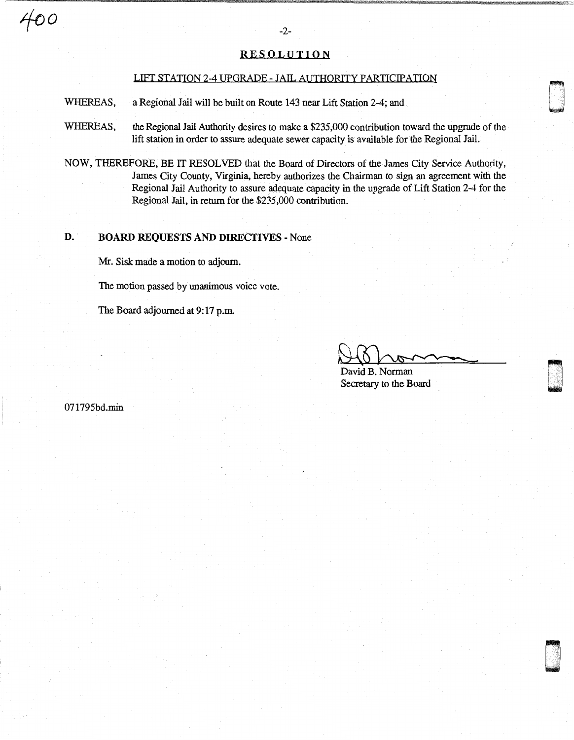## RESOLUTION

### LIFT STATION 2-4 UPGRADE - JAIL AUTHORITY PARTICIPATION

WHEREAS, a Regional Jail will be built on Route 143 near Lift Station 2-4; and

WHEREAS, the Regional Jail Authority desires to make a $235,000 contribution toward the upgrade of the lift station in order to assure adequate sewer capacity is available for the Regional Jail.

NOW, THEREFORE, BE IT RESOLVED that the Board of Directors of the James City Service Authority, James City County, Virginia, hereby authorizes the Chairman to sign an agreement with the Regional Jail Authority to assure adequate capacity in the upgrade of Lift Station 2-4 for the Regional Jail, in return for the $235,000 contribution.

**D. BOARD REQUESTS AND DIRECTIVES** - None

Mr. Sisk made a motion to adjourn.

The motion passed by unanimous voice vote.

The Board adjourned at 9:17 p.m.

David B. Norman
Secretary to the Board

071795bd.min